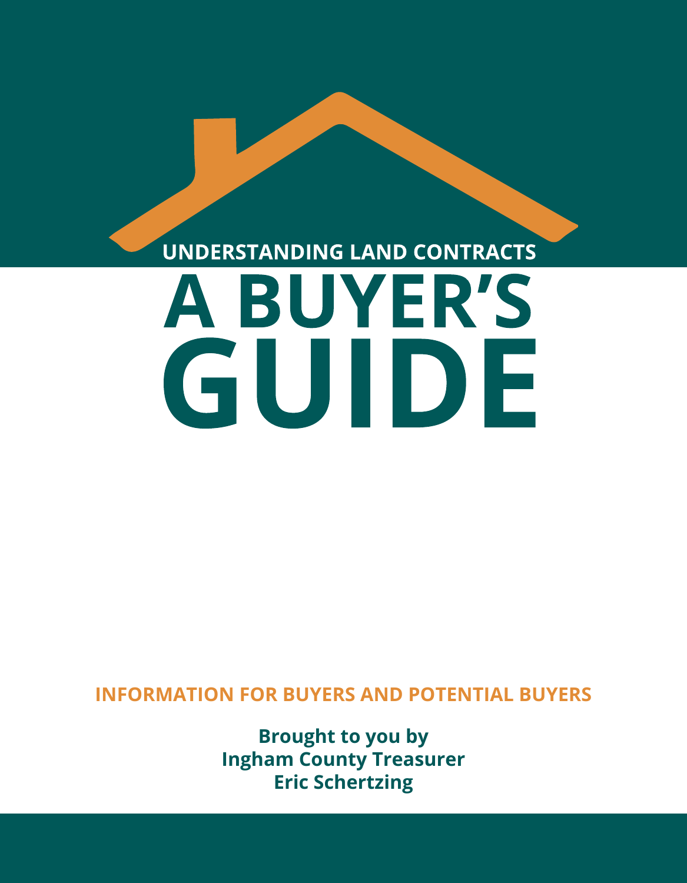## UNDERSTANDING LAND CONTRACTS

# A BUYER'S GUIDE

**INFORMATION FOR BUYERS AND POTENTIAL BUYERS**

**Brought to you by**
**Ingham County Treasurer**
**Eric Schertzing**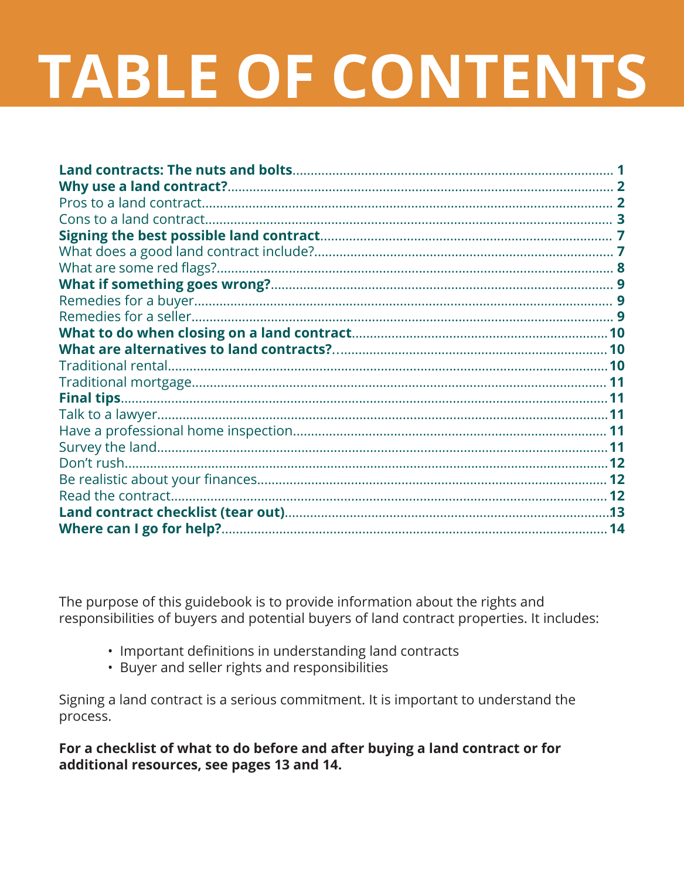# TABLE OF CONTENTS

| | |
|---|---|
| **Land contracts: The nuts and bolts** | **1** |
| **Why use a land contract?** | **2** |
| Pros to a land contract | 2 |
| Cons to a land contract | 3 |
| **Signing the best possible land contract** | **7** |
| What does a good land contract include? | 7 |
| What are some red flags? | 8 |
| **What if something goes wrong?** | **9** |
| Remedies for a buyer | 9 |
| Remedies for a seller | 9 |
| **What to do when closing on a land contract** | **10** |
| **What are alternatives to land contracts?** | **10** |
| Traditional rental | 10 |
| Traditional mortgage | 11 |
| **Final tips** | **11** |
| Talk to a lawyer | 11 |
| Have a professional home inspection | 11 |
| Survey the land | 11 |
| Don't rush | 12 |
| Be realistic about your finances | 12 |
| Read the contract | 12 |
| **Land contract checklist (tear out)** | **13** |
| **Where can I go for help?** | **14** |

The purpose of this guidebook is to provide information about the rights and responsibilities of buyers and potential buyers of land contract properties. It includes:

- Important definitions in understanding land contracts
- Buyer and seller rights and responsibilities

Signing a land contract is a serious commitment. It is important to understand the process.

**For a checklist of what to do before and after buying a land contract or for additional resources, see pages 13 and 14.**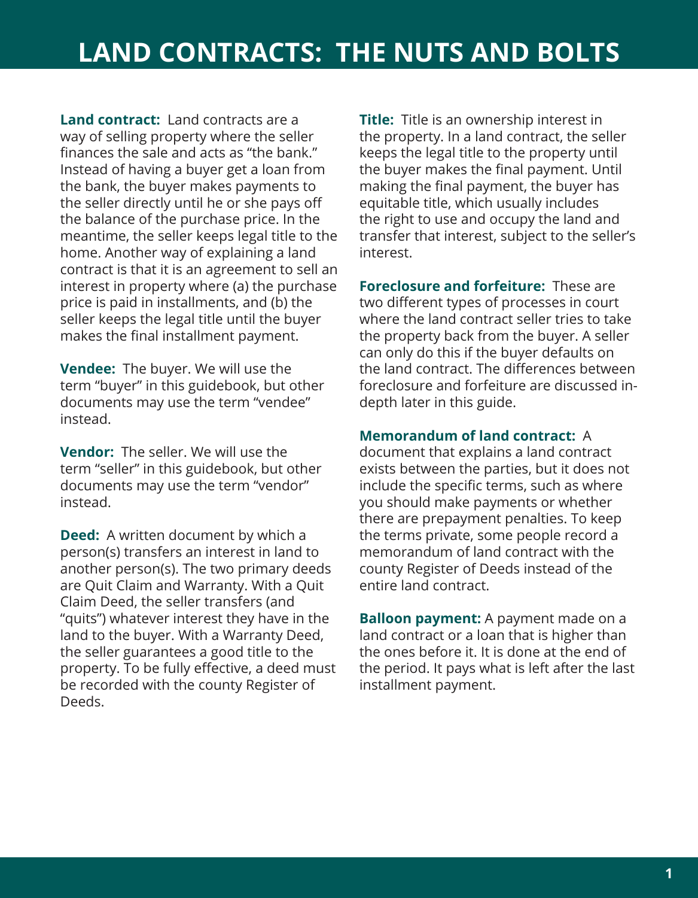# LAND CONTRACTS: THE NUTS AND BOLTS

**Land contract:** Land contracts are a way of selling property where the seller finances the sale and acts as "the bank." Instead of having a buyer get a loan from the bank, the buyer makes payments to the seller directly until he or she pays off the balance of the purchase price. In the meantime, the seller keeps legal title to the home. Another way of explaining a land contract is that it is an agreement to sell an interest in property where (a) the purchase price is paid in installments, and (b) the seller keeps the legal title until the buyer makes the final installment payment.

**Vendee:** The buyer. We will use the term "buyer" in this guidebook, but other documents may use the term "vendee" instead.

**Vendor:** The seller. We will use the term "seller" in this guidebook, but other documents may use the term "vendor" instead.

**Deed:** A written document by which a person(s) transfers an interest in land to another person(s). The two primary deeds are Quit Claim and Warranty. With a Quit Claim Deed, the seller transfers (and "quits") whatever interest they have in the land to the buyer. With a Warranty Deed, the seller guarantees a good title to the property. To be fully effective, a deed must be recorded with the county Register of Deeds.

**Title:** Title is an ownership interest in the property. In a land contract, the seller keeps the legal title to the property until the buyer makes the final payment. Until making the final payment, the buyer has equitable title, which usually includes the right to use and occupy the land and transfer that interest, subject to the seller's interest.

**Foreclosure and forfeiture:** These are two different types of processes in court where the land contract seller tries to take the property back from the buyer. A seller can only do this if the buyer defaults on the land contract. The differences between foreclosure and forfeiture are discussed in-depth later in this guide.

**Memorandum of land contract:** A document that explains a land contract exists between the parties, but it does not include the specific terms, such as where you should make payments or whether there are prepayment penalties. To keep the terms private, some people record a memorandum of land contract with the county Register of Deeds instead of the entire land contract.

**Balloon payment:** A payment made on a land contract or a loan that is higher than the ones before it. It is done at the end of the period. It pays what is left after the last installment payment.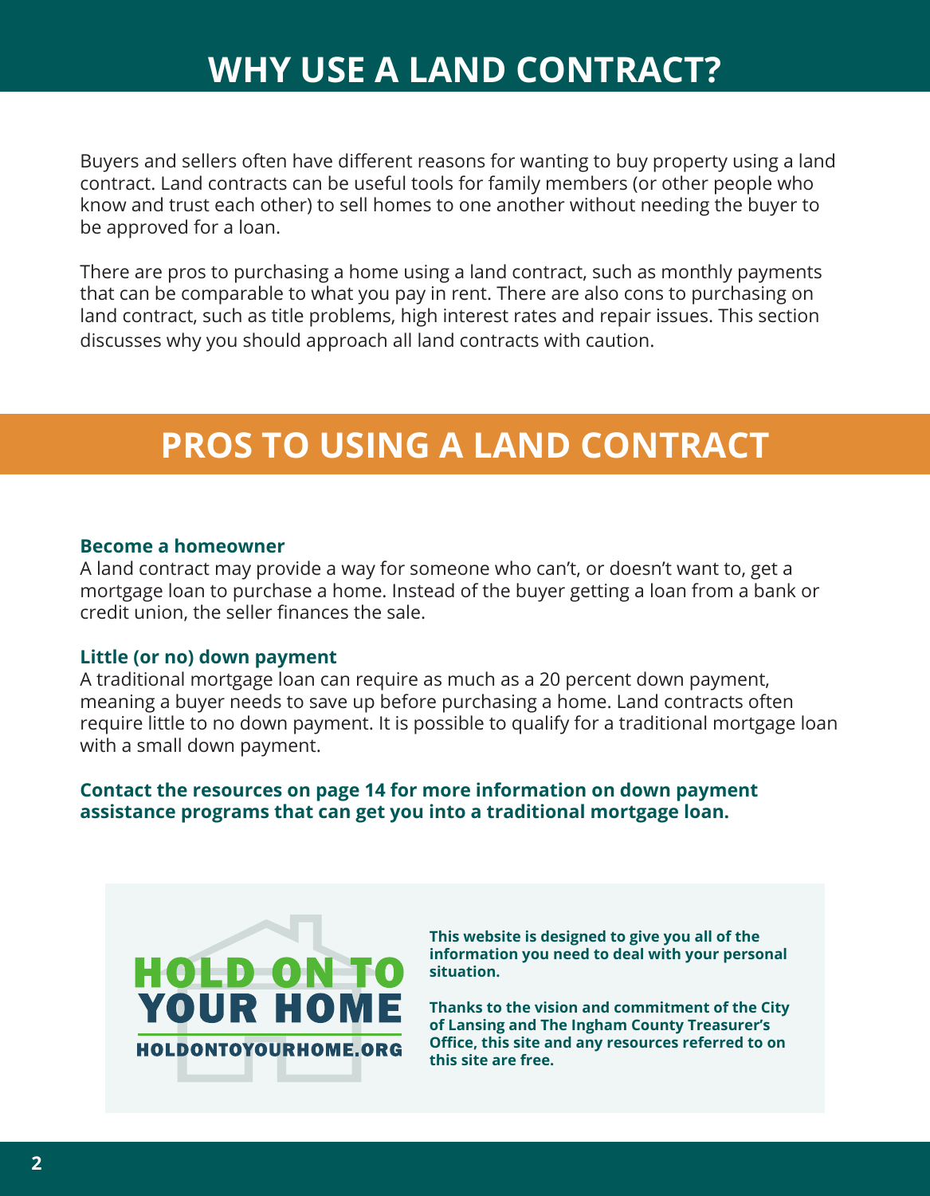# WHY USE A LAND CONTRACT?

Buyers and sellers often have different reasons for wanting to buy property using a land contract. Land contracts can be useful tools for family members (or other people who know and trust each other) to sell homes to one another without needing the buyer to be approved for a loan.

There are pros to purchasing a home using a land contract, such as monthly payments that can be comparable to what you pay in rent. There are also cons to purchasing on land contract, such as title problems, high interest rates and repair issues. This section discusses why you should approach all land contracts with caution.

# PROS TO USING A LAND CONTRACT

**Become a homeowner**

A land contract may provide a way for someone who can't, or doesn't want to, get a mortgage loan to purchase a home. Instead of the buyer getting a loan from a bank or credit union, the seller finances the sale.

**Little (or no) down payment**

A traditional mortgage loan can require as much as a 20 percent down payment, meaning a buyer needs to save up before purchasing a home. Land contracts often require little to no down payment. It is possible to qualify for a traditional mortgage loan with a small down payment.

**Contact the resources on page 14 for more information on down payment assistance programs that can get you into a traditional mortgage loan.**

HOLD ON TO YOUR HOME

HOLDONTOYOURHOME.ORG

**This website is designed to give you all of the information you need to deal with your personal situation.**

**Thanks to the vision and commitment of the City of Lansing and The Ingham County Treasurer's Office, this site and any resources referred to on this site are free.**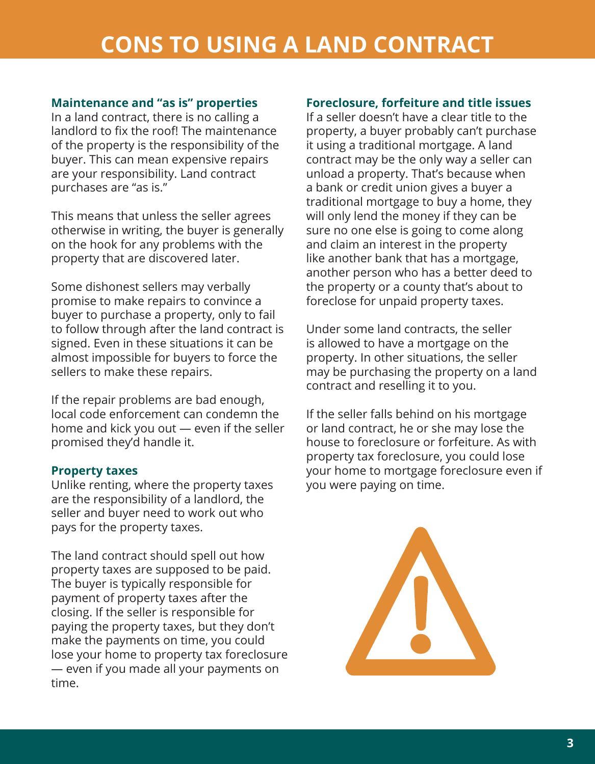# CONS TO USING A LAND CONTRACT

### Maintenance and "as is" properties

In a land contract, there is no calling a landlord to fix the roof! The maintenance of the property is the responsibility of the buyer. This can mean expensive repairs are your responsibility. Land contract purchases are "as is."

This means that unless the seller agrees otherwise in writing, the buyer is generally on the hook for any problems with the property that are discovered later.

Some dishonest sellers may verbally promise to make repairs to convince a buyer to purchase a property, only to fail to follow through after the land contract is signed. Even in these situations it can be almost impossible for buyers to force the sellers to make these repairs.

If the repair problems are bad enough, local code enforcement can condemn the home and kick you out — even if the seller promised they'd handle it.

### Property taxes

Unlike renting, where the property taxes are the responsibility of a landlord, the seller and buyer need to work out who pays for the property taxes.

The land contract should spell out how property taxes are supposed to be paid. The buyer is typically responsible for payment of property taxes after the closing. If the seller is responsible for paying the property taxes, but they don't make the payments on time, you could lose your home to property tax foreclosure — even if you made all your payments on time.

### Foreclosure, forfeiture and title issues

If a seller doesn't have a clear title to the property, a buyer probably can't purchase it using a traditional mortgage. A land contract may be the only way a seller can unload a property. That's because when a bank or credit union gives a buyer a traditional mortgage to buy a home, they will only lend the money if they can be sure no one else is going to come along and claim an interest in the property like another bank that has a mortgage, another person who has a better deed to the property or a county that's about to foreclose for unpaid property taxes.

Under some land contracts, the seller is allowed to have a mortgage on the property. In other situations, the seller may be purchasing the property on a land contract and reselling it to you.

If the seller falls behind on his mortgage or land contract, he or she may lose the house to foreclosure or forfeiture. As with property tax foreclosure, you could lose your home to mortgage foreclosure even if you were paying on time.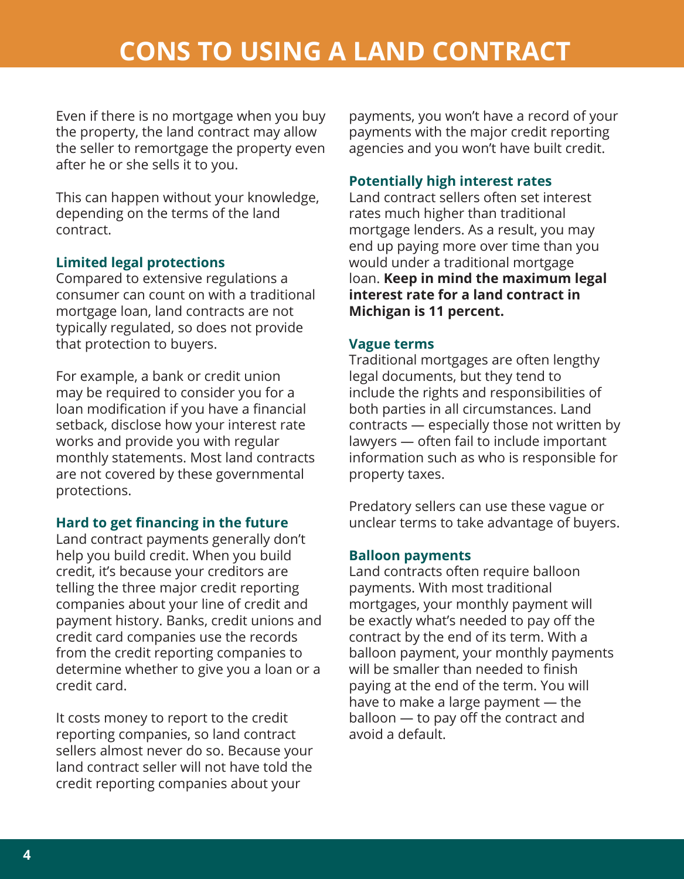# CONS TO USING A LAND CONTRACT

Even if there is no mortgage when you buy the property, the land contract may allow the seller to remortgage the property even after he or she sells it to you.

This can happen without your knowledge, depending on the terms of the land contract.

### Limited legal protections

Compared to extensive regulations a consumer can count on with a traditional mortgage loan, land contracts are not typically regulated, so does not provide that protection to buyers.

For example, a bank or credit union may be required to consider you for a loan modification if you have a financial setback, disclose how your interest rate works and provide you with regular monthly statements. Most land contracts are not covered by these governmental protections.

### Hard to get financing in the future

Land contract payments generally don't help you build credit. When you build credit, it's because your creditors are telling the three major credit reporting companies about your line of credit and payment history. Banks, credit unions and credit card companies use the records from the credit reporting companies to determine whether to give you a loan or a credit card.

It costs money to report to the credit reporting companies, so land contract sellers almost never do so. Because your land contract seller will not have told the credit reporting companies about your payments, you won't have a record of your payments with the major credit reporting agencies and you won't have built credit.

### Potentially high interest rates

Land contract sellers often set interest rates much higher than traditional mortgage lenders. As a result, you may end up paying more over time than you would under a traditional mortgage loan. **Keep in mind the maximum legal interest rate for a land contract in Michigan is 11 percent.**

### Vague terms

Traditional mortgages are often lengthy legal documents, but they tend to include the rights and responsibilities of both parties in all circumstances. Land contracts — especially those not written by lawyers — often fail to include important information such as who is responsible for property taxes.

Predatory sellers can use these vague or unclear terms to take advantage of buyers.

### Balloon payments

Land contracts often require balloon payments. With most traditional mortgages, your monthly payment will be exactly what's needed to pay off the contract by the end of its term. With a balloon payment, your monthly payments will be smaller than needed to finish paying at the end of the term. You will have to make a large payment — the balloon — to pay off the contract and avoid a default.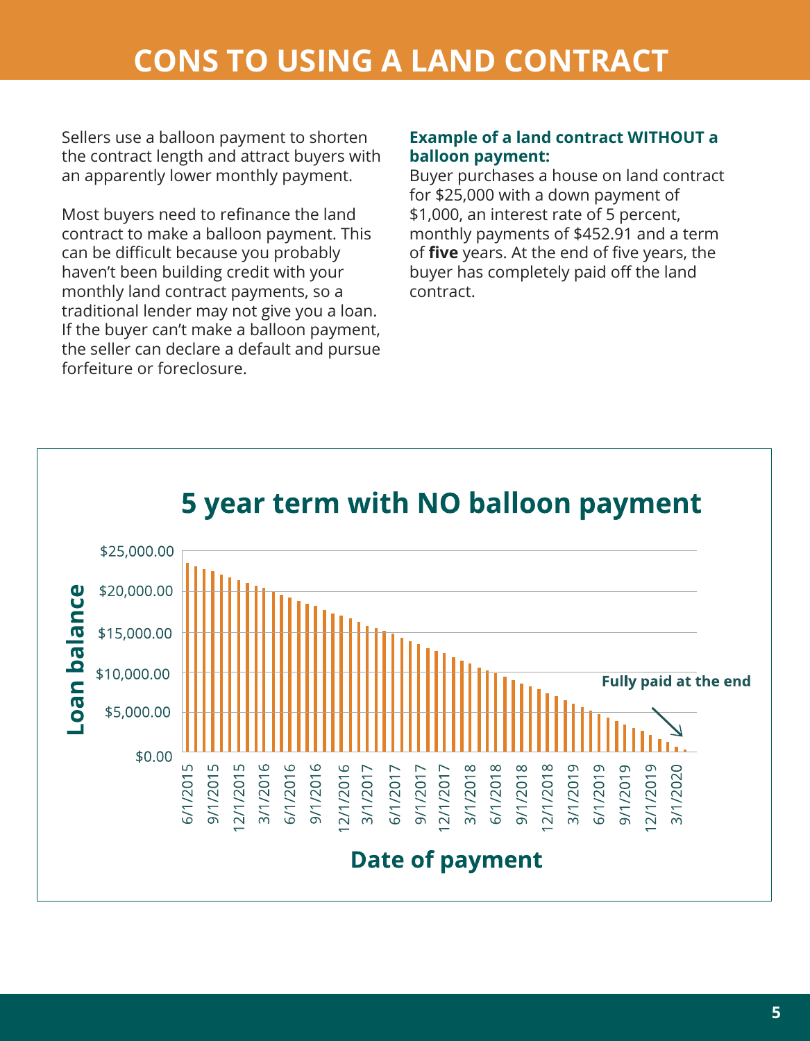# CONS TO USING A LAND CONTRACT

Sellers use a balloon payment to shorten the contract length and attract buyers with an apparently lower monthly payment.

Most buyers need to refinance the land contract to make a balloon payment. This can be difficult because you probably haven't been building credit with your monthly land contract payments, so a traditional lender may not give you a loan. If the buyer can't make a balloon payment, the seller can declare a default and pursue forfeiture or foreclosure.

**Example of a land contract WITHOUT a balloon payment:**
Buyer purchases a house on land contract for $25,000 with a down payment of $1,000, an interest rate of 5 percent, monthly payments of $452.91 and a term of **five** years. At the end of five years, the buyer has completely paid off the land contract.

## 5 year term with NO balloon payment

Loan balance ($0.00 – $25,000.00) by Date of payment (6/1/2015 – 3/1/2020)

Fully paid at the end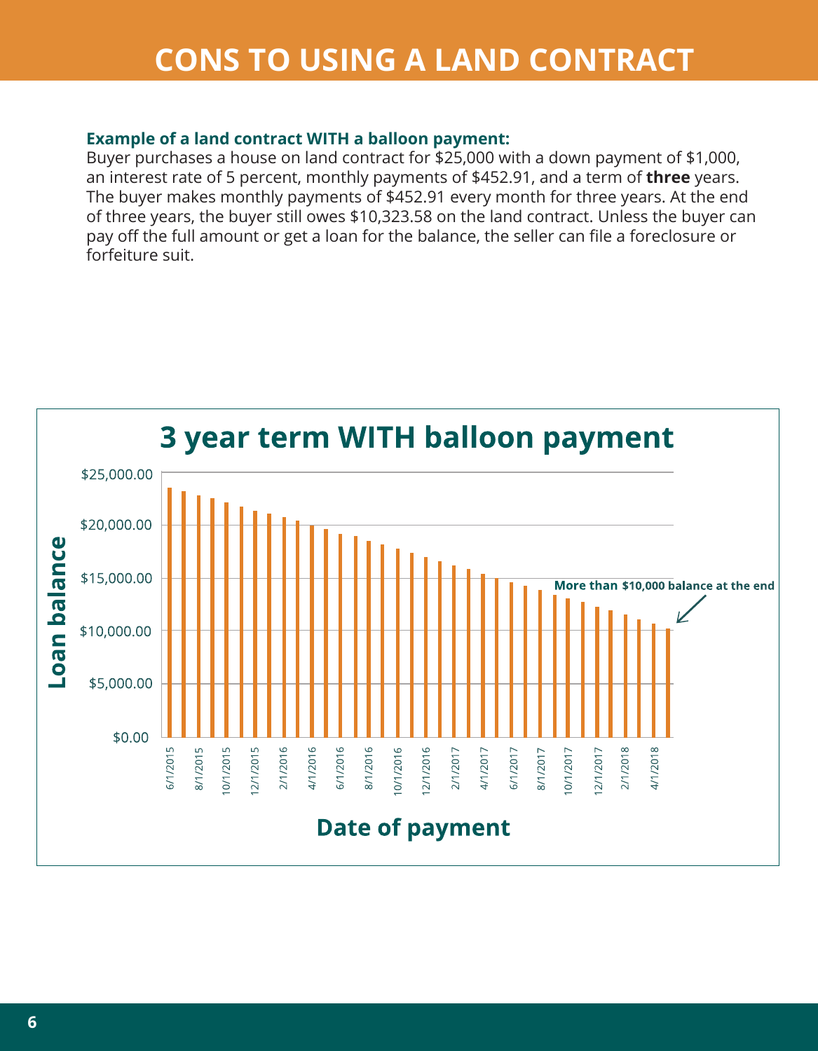# CONS TO USING A LAND CONTRACT

**Example of a land contract WITH a balloon payment:**
Buyer purchases a house on land contract for $25,000 with a down payment of $1,000, an interest rate of 5 percent, monthly payments of $452.91, and a term of **three** years. The buyer makes monthly payments of $452.91 every month for three years. At the end of three years, the buyer still owes $10,323.58 on the land contract. Unless the buyer can pay off the full amount or get a loan for the balance, the seller can file a foreclosure or forfeiture suit.

## 3 year term WITH balloon payment

Loan balance: $0.00 – $25,000.00

Date of payment: 6/1/2015 – 4/1/2018

More than $10,000 balance at the end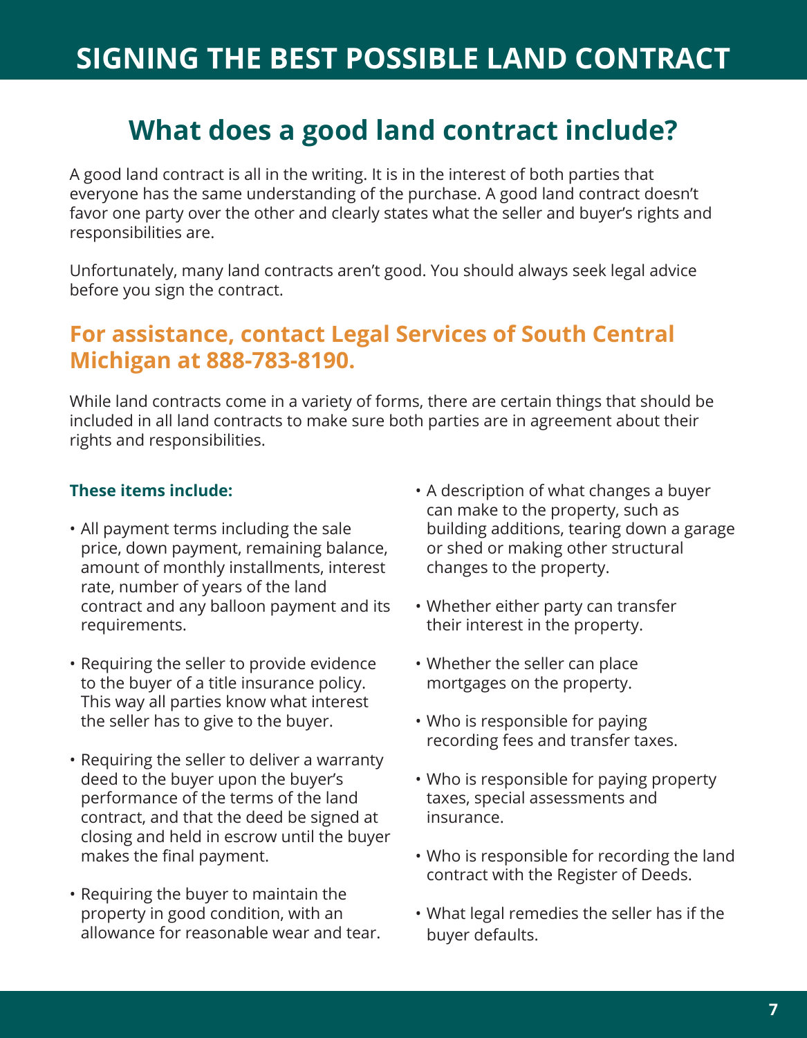# SIGNING THE BEST POSSIBLE LAND CONTRACT

## What does a good land contract include?

A good land contract is all in the writing. It is in the interest of both parties that everyone has the same understanding of the purchase. A good land contract doesn't favor one party over the other and clearly states what the seller and buyer's rights and responsibilities are.

Unfortunately, many land contracts aren't good. You should always seek legal advice before you sign the contract.

### For assistance, contact Legal Services of South Central Michigan at 888-783-8190.

While land contracts come in a variety of forms, there are certain things that should be included in all land contracts to make sure both parties are in agreement about their rights and responsibilities.

**These items include:**

- All payment terms including the sale price, down payment, remaining balance, amount of monthly installments, interest rate, number of years of the land contract and any balloon payment and its requirements.
- Requiring the seller to provide evidence to the buyer of a title insurance policy. This way all parties know what interest the seller has to give to the buyer.
- Requiring the seller to deliver a warranty deed to the buyer upon the buyer's performance of the terms of the land contract, and that the deed be signed at closing and held in escrow until the buyer makes the final payment.
- Requiring the buyer to maintain the property in good condition, with an allowance for reasonable wear and tear.
- A description of what changes a buyer can make to the property, such as building additions, tearing down a garage or shed or making other structural changes to the property.
- Whether either party can transfer their interest in the property.
- Whether the seller can place mortgages on the property.
- Who is responsible for paying recording fees and transfer taxes.
- Who is responsible for paying property taxes, special assessments and insurance.
- Who is responsible for recording the land contract with the Register of Deeds.
- What legal remedies the seller has if the buyer defaults.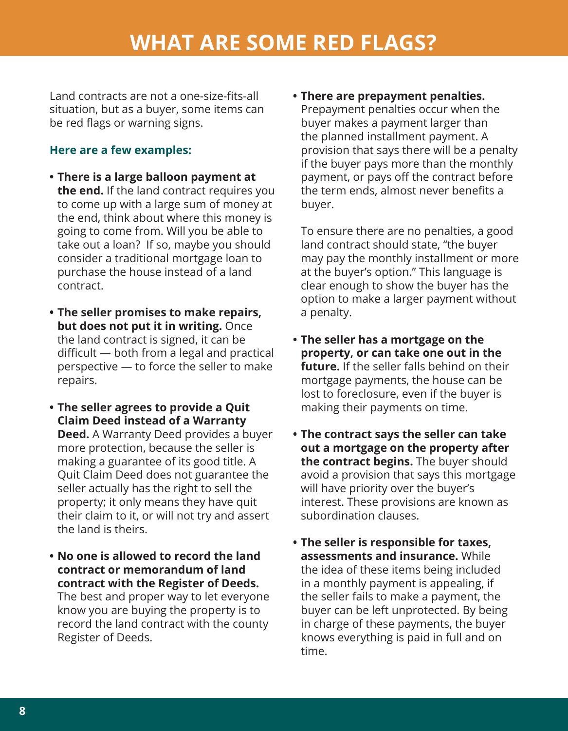# WHAT ARE SOME RED FLAGS?

Land contracts are not a one-size-fits-all situation, but as a buyer, some items can be red flags or warning signs.

**Here are a few examples:**

- **There is a large balloon payment at the end.** If the land contract requires you to come up with a large sum of money at the end, think about where this money is going to come from. Will you be able to take out a loan? If so, maybe you should consider a traditional mortgage loan to purchase the house instead of a land contract.
- **The seller promises to make repairs, but does not put it in writing.** Once the land contract is signed, it can be difficult — both from a legal and practical perspective — to force the seller to make repairs.
- **The seller agrees to provide a Quit Claim Deed instead of a Warranty Deed.** A Warranty Deed provides a buyer more protection, because the seller is making a guarantee of its good title. A Quit Claim Deed does not guarantee the seller actually has the right to sell the property; it only means they have quit their claim to it, or will not try and assert the land is theirs.
- **No one is allowed to record the land contract or memorandum of land contract with the Register of Deeds.** The best and proper way to let everyone know you are buying the property is to record the land contract with the county Register of Deeds.
- **There are prepayment penalties.** Prepayment penalties occur when the buyer makes a payment larger than the planned installment payment. A provision that says there will be a penalty if the buyer pays more than the monthly payment, or pays off the contract before the term ends, almost never benefits a buyer.

  To ensure there are no penalties, a good land contract should state, "the buyer may pay the monthly installment or more at the buyer's option." This language is clear enough to show the buyer has the option to make a larger payment without a penalty.
- **The seller has a mortgage on the property, or can take one out in the future.** If the seller falls behind on their mortgage payments, the house can be lost to foreclosure, even if the buyer is making their payments on time.
- **The contract says the seller can take out a mortgage on the property after the contract begins.** The buyer should avoid a provision that says this mortgage will have priority over the buyer's interest. These provisions are known as subordination clauses.
- **The seller is responsible for taxes, assessments and insurance.** While the idea of these items being included in a monthly payment is appealing, if the seller fails to make a payment, the buyer can be left unprotected. By being in charge of these payments, the buyer knows everything is paid in full and on time.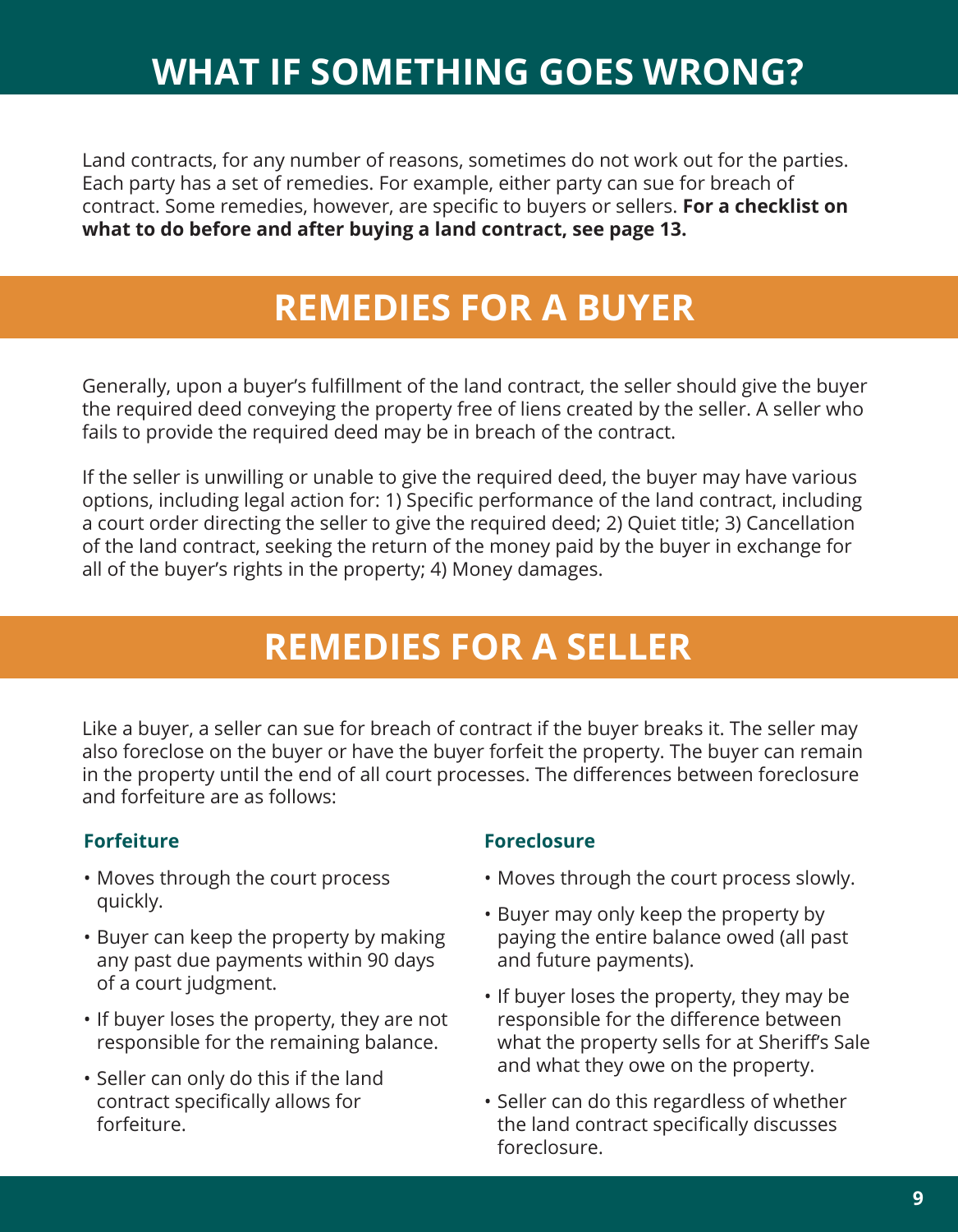# WHAT IF SOMETHING GOES WRONG?

Land contracts, for any number of reasons, sometimes do not work out for the parties. Each party has a set of remedies. For example, either party can sue for breach of contract. Some remedies, however, are specific to buyers or sellers. **For a checklist on what to do before and after buying a land contract, see page 13.**

## REMEDIES FOR A BUYER

Generally, upon a buyer's fulfillment of the land contract, the seller should give the buyer the required deed conveying the property free of liens created by the seller. A seller who fails to provide the required deed may be in breach of the contract.

If the seller is unwilling or unable to give the required deed, the buyer may have various options, including legal action for: 1) Specific performance of the land contract, including a court order directing the seller to give the required deed; 2) Quiet title; 3) Cancellation of the land contract, seeking the return of the money paid by the buyer in exchange for all of the buyer's rights in the property; 4) Money damages.

## REMEDIES FOR A SELLER

Like a buyer, a seller can sue for breach of contract if the buyer breaks it. The seller may also foreclose on the buyer or have the buyer forfeit the property. The buyer can remain in the property until the end of all court processes. The differences between foreclosure and forfeiture are as follows:

### Forfeiture

- Moves through the court process quickly.
- Buyer can keep the property by making any past due payments within 90 days of a court judgment.
- If buyer loses the property, they are not responsible for the remaining balance.
- Seller can only do this if the land contract specifically allows for forfeiture.

### Foreclosure

- Moves through the court process slowly.
- Buyer may only keep the property by paying the entire balance owed (all past and future payments).
- If buyer loses the property, they may be responsible for the difference between what the property sells for at Sheriff's Sale and what they owe on the property.
- Seller can do this regardless of whether the land contract specifically discusses foreclosure.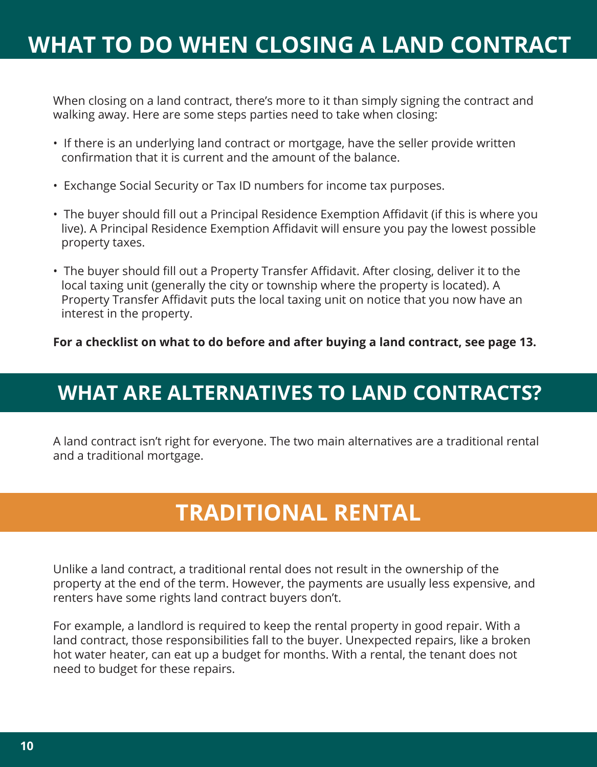# WHAT TO DO WHEN CLOSING A LAND CONTRACT

When closing on a land contract, there's more to it than simply signing the contract and walking away. Here are some steps parties need to take when closing:

- If there is an underlying land contract or mortgage, have the seller provide written confirmation that it is current and the amount of the balance.
- Exchange Social Security or Tax ID numbers for income tax purposes.
- The buyer should fill out a Principal Residence Exemption Affidavit (if this is where you live). A Principal Residence Exemption Affidavit will ensure you pay the lowest possible property taxes.
- The buyer should fill out a Property Transfer Affidavit. After closing, deliver it to the local taxing unit (generally the city or township where the property is located). A Property Transfer Affidavit puts the local taxing unit on notice that you now have an interest in the property.

**For a checklist on what to do before and after buying a land contract, see page 13.**

# WHAT ARE ALTERNATIVES TO LAND CONTRACTS?

A land contract isn't right for everyone. The two main alternatives are a traditional rental and a traditional mortgage.

## TRADITIONAL RENTAL

Unlike a land contract, a traditional rental does not result in the ownership of the property at the end of the term. However, the payments are usually less expensive, and renters have some rights land contract buyers don't.

For example, a landlord is required to keep the rental property in good repair. With a land contract, those responsibilities fall to the buyer. Unexpected repairs, like a broken hot water heater, can eat up a budget for months. With a rental, the tenant does not need to budget for these repairs.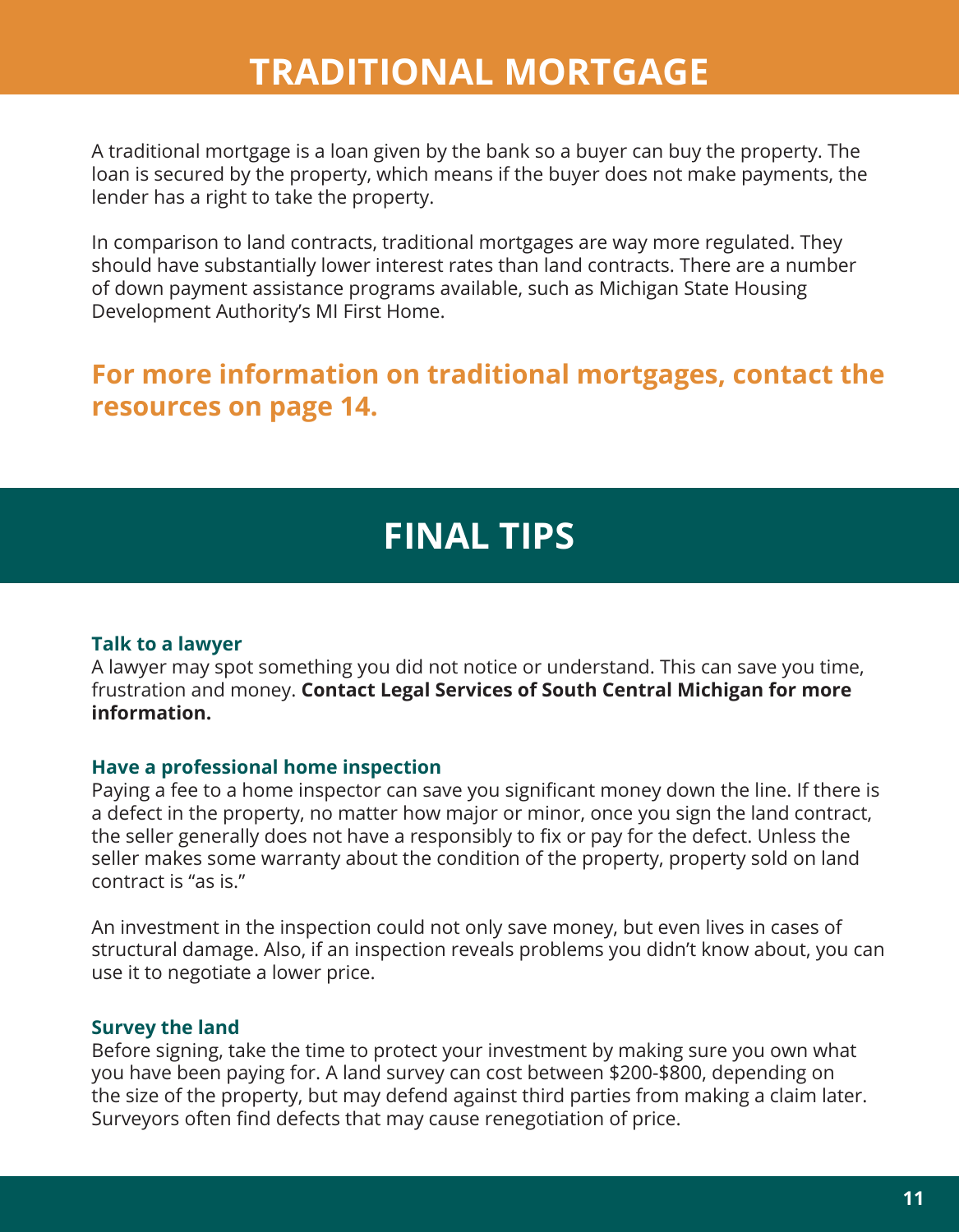# TRADITIONAL MORTGAGE

A traditional mortgage is a loan given by the bank so a buyer can buy the property. The loan is secured by the property, which means if the buyer does not make payments, the lender has a right to take the property.

In comparison to land contracts, traditional mortgages are way more regulated. They should have substantially lower interest rates than land contracts. There are a number of down payment assistance programs available, such as Michigan State Housing Development Authority's MI First Home.

## For more information on traditional mortgages, contact the resources on page 14.

# FINAL TIPS

### Talk to a lawyer

A lawyer may spot something you did not notice or understand. This can save you time, frustration and money. **Contact Legal Services of South Central Michigan for more information.**

### Have a professional home inspection

Paying a fee to a home inspector can save you significant money down the line. If there is a defect in the property, no matter how major or minor, once you sign the land contract, the seller generally does not have a responsibly to fix or pay for the defect. Unless the seller makes some warranty about the condition of the property, property sold on land contract is "as is."

An investment in the inspection could not only save money, but even lives in cases of structural damage. Also, if an inspection reveals problems you didn't know about, you can use it to negotiate a lower price.

### Survey the land

Before signing, take the time to protect your investment by making sure you own what you have been paying for. A land survey can cost between $200-$800, depending on the size of the property, but may defend against third parties from making a claim later. Surveyors often find defects that may cause renegotiation of price.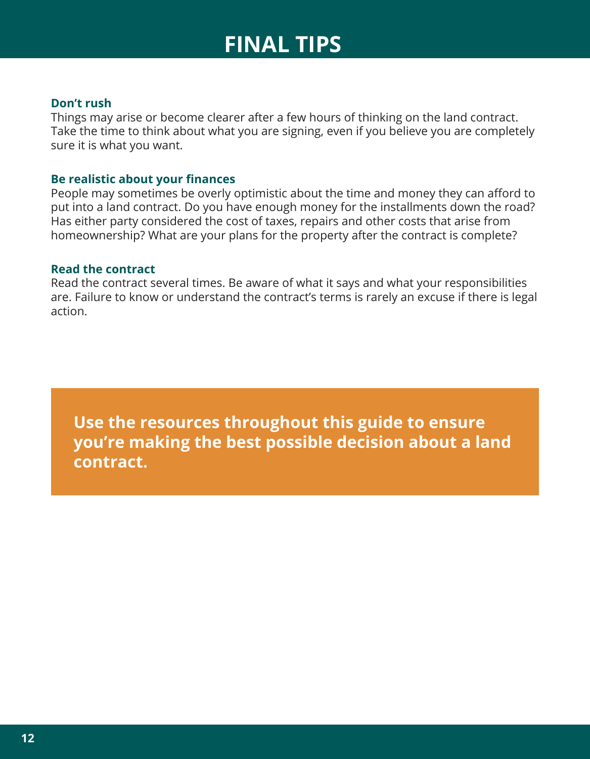# FINAL TIPS

### Don't rush

Things may arise or become clearer after a few hours of thinking on the land contract. Take the time to think about what you are signing, even if you believe you are completely sure it is what you want.

### Be realistic about your finances

People may sometimes be overly optimistic about the time and money they can afford to put into a land contract. Do you have enough money for the installments down the road? Has either party considered the cost of taxes, repairs and other costs that arise from homeownership? What are your plans for the property after the contract is complete?

### Read the contract

Read the contract several times. Be aware of what it says and what your responsibilities are. Failure to know or understand the contract's terms is rarely an excuse if there is legal action.

**Use the resources throughout this guide to ensure you're making the best possible decision about a land contract.**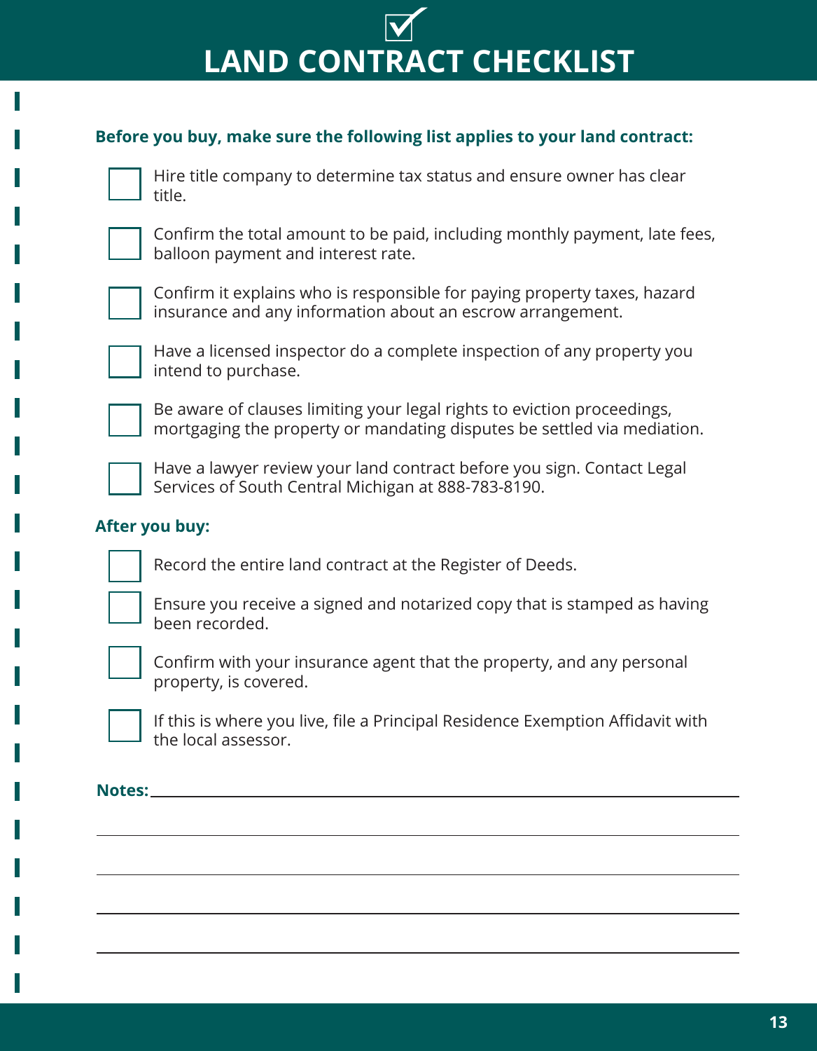# LAND CONTRACT CHECKLIST

**Before you buy, make sure the following list applies to your land contract:**

- [ ] Hire title company to determine tax status and ensure owner has clear title.
- [ ] Confirm the total amount to be paid, including monthly payment, late fees, balloon payment and interest rate.
- [ ] Confirm it explains who is responsible for paying property taxes, hazard insurance and any information about an escrow arrangement.
- [ ] Have a licensed inspector do a complete inspection of any property you intend to purchase.
- [ ] Be aware of clauses limiting your legal rights to eviction proceedings, mortgaging the property or mandating disputes be settled via mediation.
- [ ] Have a lawyer review your land contract before you sign. Contact Legal Services of South Central Michigan at 888-783-8190.

**After you buy:**

- [ ] Record the entire land contract at the Register of Deeds.
- [ ] Ensure you receive a signed and notarized copy that is stamped as having been recorded.
- [ ] Confirm with your insurance agent that the property, and any personal property, is covered.
- [ ] If this is where you live, file a Principal Residence Exemption Affidavit with the local assessor.

**Notes:**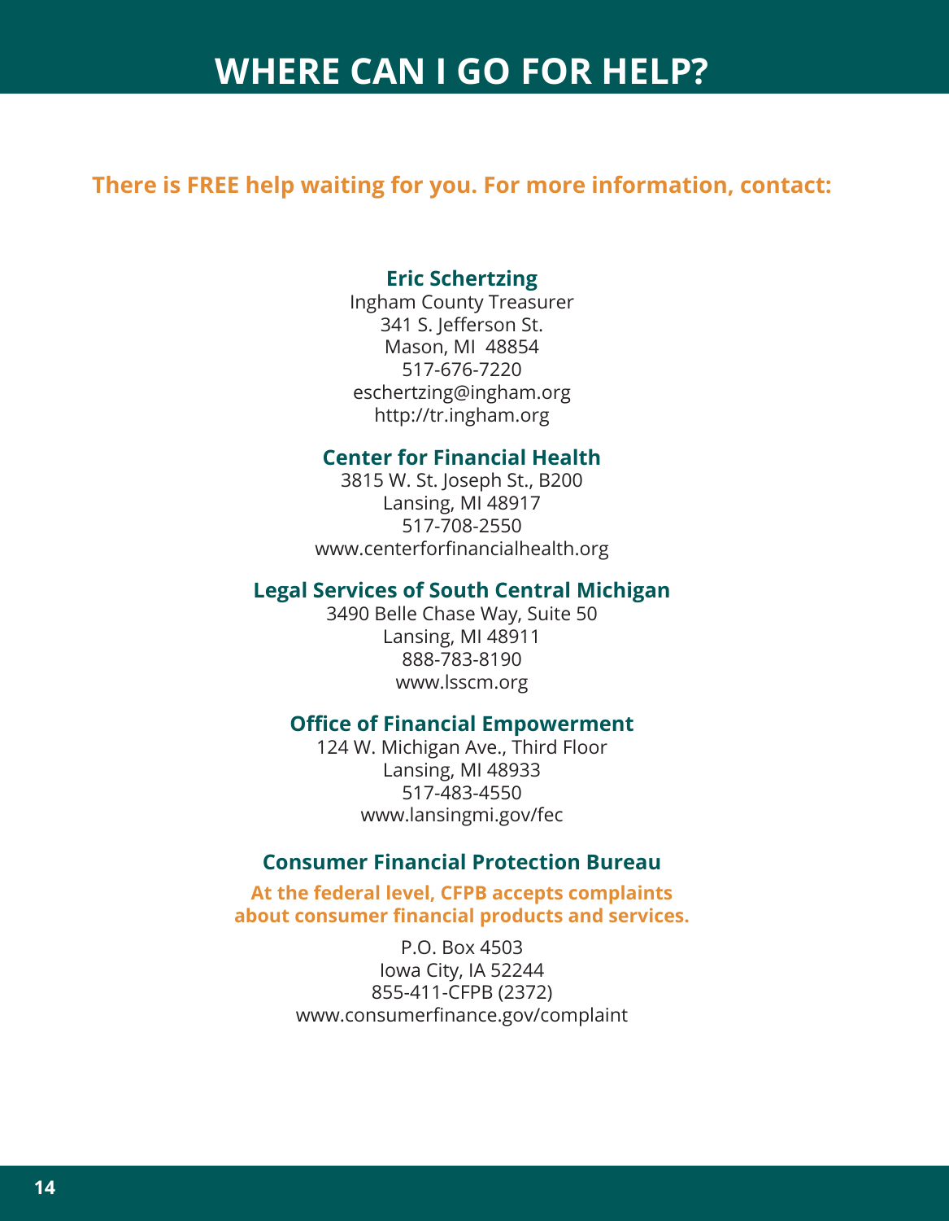# WHERE CAN I GO FOR HELP?

**There is FREE help waiting for you. For more information, contact:**

**Eric Schertzing**
Ingham County Treasurer
341 S. Jefferson St.
Mason, MI 48854
517-676-7220
eschertzing@ingham.org
http://tr.ingham.org

**Center for Financial Health**
3815 W. St. Joseph St., B200
Lansing, MI 48917
517-708-2550
www.centerforfinancialhealth.org

**Legal Services of South Central Michigan**
3490 Belle Chase Way, Suite 50
Lansing, MI 48911
888-783-8190
www.lsscm.org

**Office of Financial Empowerment**
124 W. Michigan Ave., Third Floor
Lansing, MI 48933
517-483-4550
www.lansingmi.gov/fec

**Consumer Financial Protection Bureau**

**At the federal level, CFPB accepts complaints about consumer financial products and services.**

P.O. Box 4503
Iowa City, IA 52244
855-411-CFPB (2372)
www.consumerfinance.gov/complaint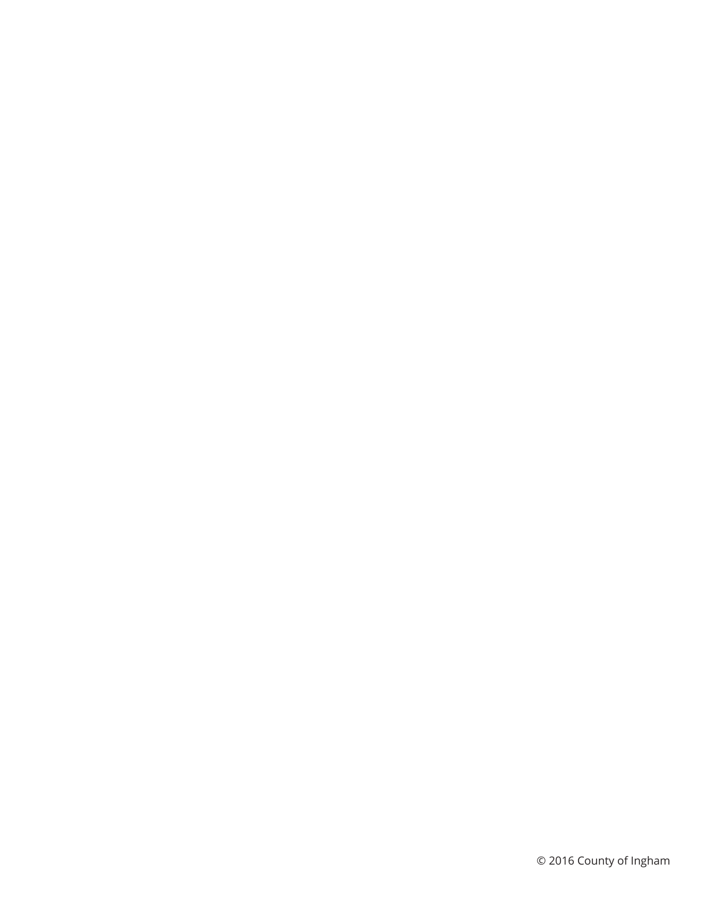© 2016 County of Ingham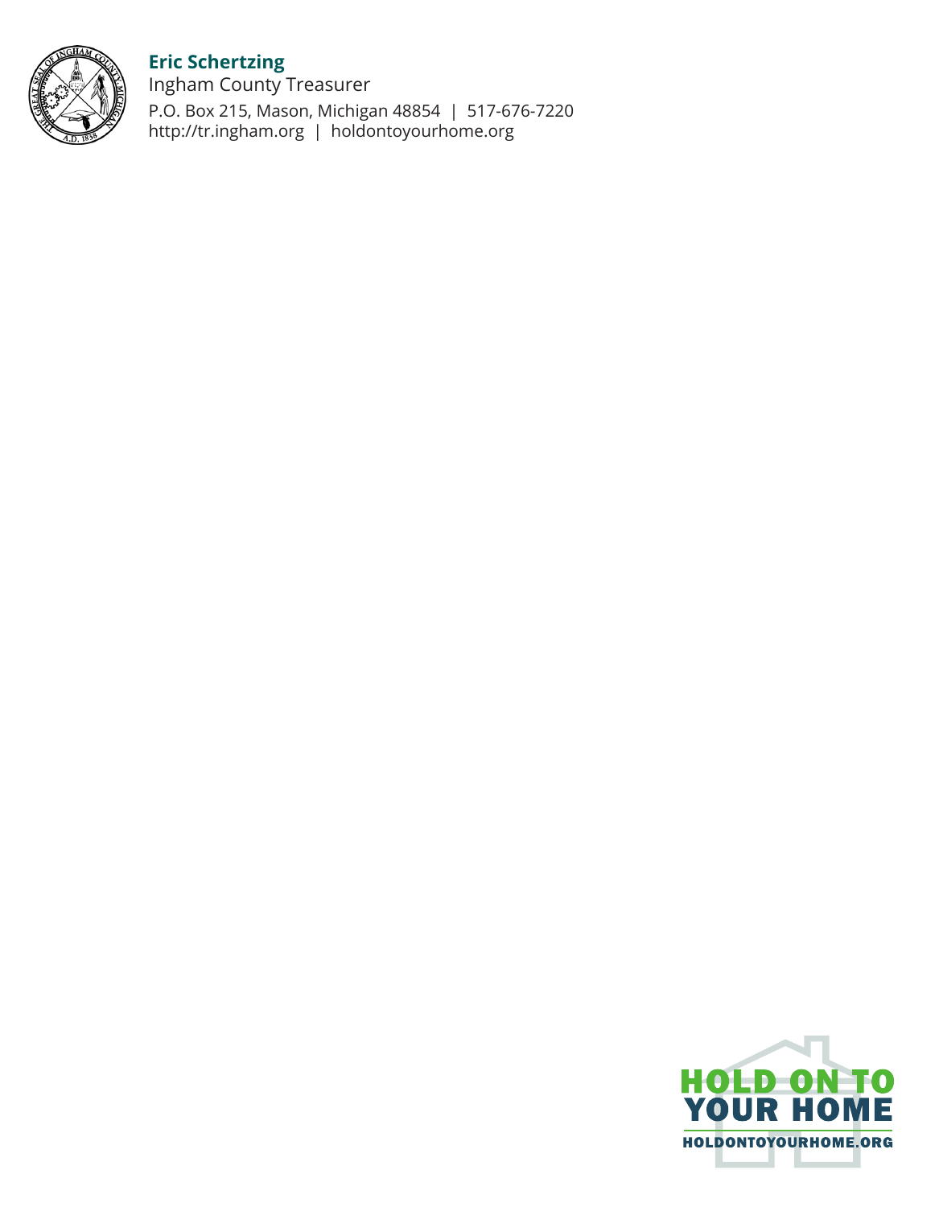**Eric Schertzing**

Ingham County Treasurer

P.O. Box 215, Mason, Michigan 48854 | 517-676-7220

http://tr.ingham.org | holdontoyourhome.org

HOLD ON TO YOUR HOME

HOLDONTOYOURHOME.ORG